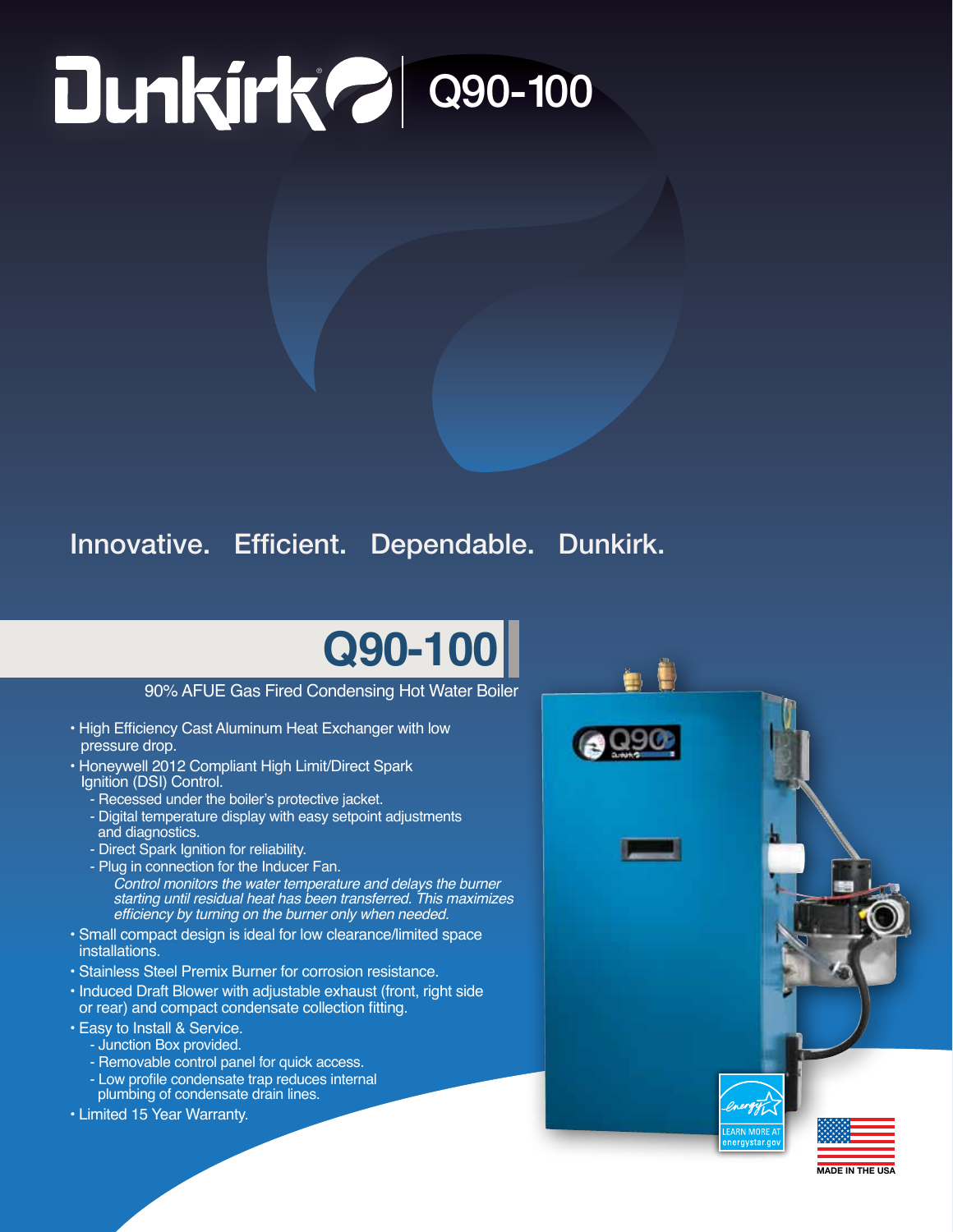# Dunkirk | Q90-100

Innovative. Efficient. Dependable. Dunkirk.

## Q90-100

90% AFUE Gas Fired Condensing Hot Water Boiler

- High Efficiency Cast Aluminum Heat Exchanger with low pressure drop.
- Honeywell 2012 Compliant High Limit/Direct Spark Ignition (DSI) Control.
  - Recessed under the boiler's protective jacket.
  - Digital temperature display with easy setpoint adjustments and diagnostics.
  - Direct Spark Ignition for reliability.
  - Plug in connection for the Inducer Fan.

    *Control monitors the water temperature and delays the burner starting until residual heat has been transferred. This maximizes efficiency by turning on the burner only when needed.*
- Small compact design is ideal for low clearance/limited space installations.
- Stainless Steel Premix Burner for corrosion resistance.
- Induced Draft Blower with adjustable exhaust (front, right side or rear) and compact condensate collection fitting.
- Easy to Install & Service.
  - Junction Box provided.
  - Removable control panel for quick access.
  - Low profile condensate trap reduces internal plumbing of condensate drain lines.
- Limited 15 Year Warranty.

LEARN MORE AT energystar.gov

MADE IN THE USA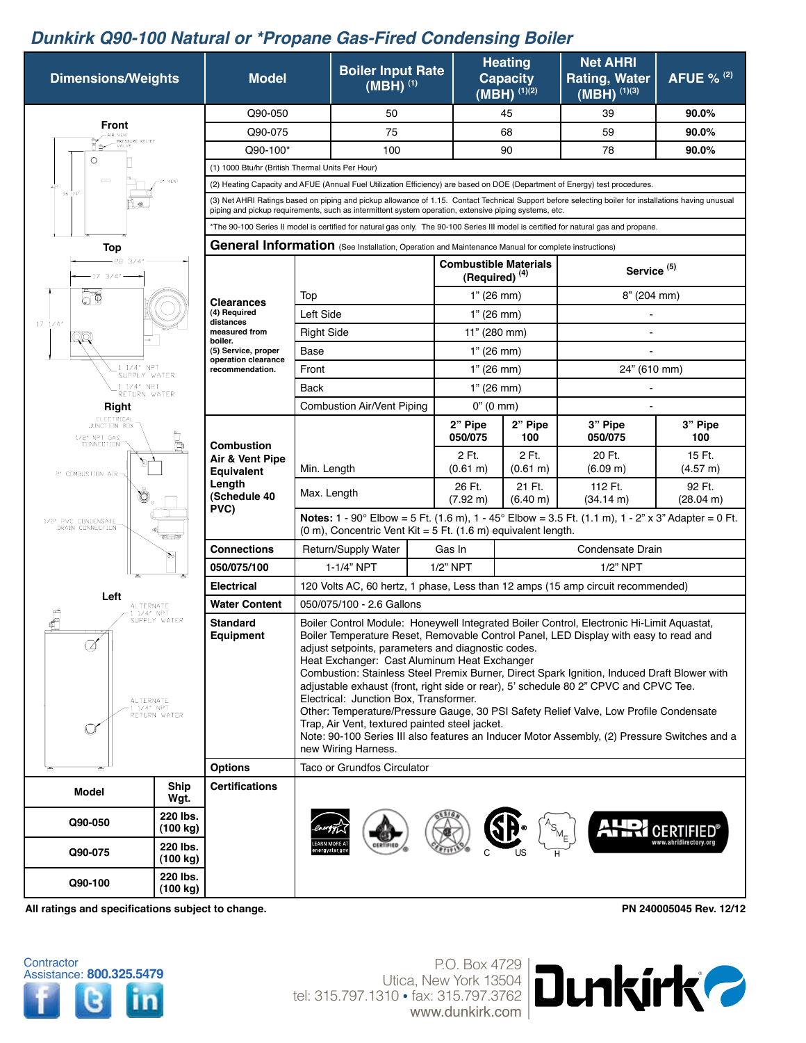# Dunkirk Q90-100 Natural or *Propane Gas-Fired Condensing Boiler

## Dimensions/Weights

Front

AIR VENT
PRESSURE RELIEF VALVE
2" VENT
42"
36 1/4"

Top

28 3/4"
17 3/4"
17 1/4"
1 1/4" NPT SUPPLY WATER
1 1/4" NPT RETURN WATER

Right

ELECTRICAL JUNCTION BOX
1/2" NPT GAS CONNECTION
2" COMBUSTION AIR
1/2" PVC CONDENSATE DRAIN CONNECTION

Left

ALTERNATE 1 1/4" NPT SUPPLY WATER
ALTERNATE 1 1/4" NPT RETURN WATER

| Model | Boiler Input Rate (MBH) (1) | Heating Capacity (MBH) (1)(2) | Net AHRI Rating, Water (MBH) (1)(3) | AFUE % (2) |
|---|---|---|---|---|
| Q90-050 | 50 | 45 | 39 | **90.0%** |
| Q90-075 | 75 | 68 | 59 | **90.0%** |
| Q90-100* | 100 | 90 | 78 | **90.0%** |

(1) 1000 Btu/hr (British Thermal Units Per Hour)

(2) Heating Capacity and AFUE (Annual Fuel Utilization Efficiency) are based on DOE (Department of Energy) test procedures.

(3) Net AHRI Ratings based on piping and pickup allowance of 1.15. Contact Technical Support before selecting boiler for installations having unusual piping and pickup requirements, such as intermittent system operation, extensive piping systems, etc.

*The 90-100 Series II model is certified for natural gas only. The 90-100 Series III model is certified for natural gas and propane.

## General Information (See Installation, Operation and Maintenance Manual for complete instructions)

**Clearances**
(4) Required distances measured from boiler.
(5) Service, proper operation clearance recommendation.

| | Combustible Materials (Required) (4) | Service (5) |
|---|---|---|
| Top | 1" (26 mm) | 8" (204 mm) |
| Left Side | 1" (26 mm) | - |
| Right Side | 11" (280 mm) | - |
| Base | 1" (26 mm) | - |
| Front | 1" (26 mm) | 24" (610 mm) |
| Back | 1" (26 mm) | - |
| Combustion Air/Vent Piping | 0" (0 mm) | - |

**Combustion Air & Vent Pipe Equivalent Length (Schedule 40 PVC)**

| | 2" Pipe 050/075 | 2" Pipe 100 | 3" Pipe 050/075 | 3" Pipe 100 |
|---|---|---|---|---|
| Min. Length | 2 Ft. (0.61 m) | 2 Ft. (0.61 m) | 20 Ft. (6.09 m) | 15 Ft. (4.57 m) |
| Max. Length | 26 Ft. (7.92 m) | 21 Ft. (6.40 m) | 112 Ft. (34.14 m) | 92 Ft. (28.04 m) |

**Notes:** 1 - 90° Elbow = 5 Ft. (1.6 m), 1 - 45° Elbow = 3.5 Ft. (1.1 m), 1 - 2" x 3" Adapter = 0 Ft. (0 m), Concentric Vent Kit = 5 Ft. (1.6 m) equivalent length.

| Connections | Return/Supply Water | Gas In | Condensate Drain |
|---|---|---|---|
| 050/075/100 | 1-1/4" NPT | 1/2" NPT | 1/2" NPT |

**Electrical:** 120 Volts AC, 60 hertz, 1 phase, Less than 12 amps (15 amp circuit recommended)

**Water Content:** 050/075/100 - 2.6 Gallons

**Standard Equipment:**
Boiler Control Module: Honeywell Integrated Boiler Control, Electronic Hi-Limit Aquastat, Boiler Temperature Reset, Removable Control Panel, LED Display with easy to read and adjust setpoints, parameters and diagnostic codes.
Heat Exchanger: Cast Aluminum Heat Exchanger
Combustion: Stainless Steel Premix Burner, Direct Spark Ignition, Induced Draft Blower with adjustable exhaust (front, right side or rear), 5' schedule 80 2" CPVC and CPVC Tee.
Electrical: Junction Box, Transformer.
Other: Temperature/Pressure Gauge, 30 PSI Safety Relief Valve, Low Profile Condensate Trap, Air Vent, textured painted steel jacket.
Note: 90-100 Series III also features an Inducer Motor Assembly, (2) Pressure Switches and a new Wiring Harness.

**Options:** Taco or Grundfos Circulator

**Certifications:** Energy Star, CSA C US, ASME H, AHRI Certified (www.ahridirectory.org)

| Model | Ship Wgt. |
|---|---|
| Q90-050 | 220 lbs. (100 kg) |
| Q90-075 | 220 lbs. (100 kg) |
| Q90-100 | 220 lbs. (100 kg) |

**All ratings and specifications subject to change.**

**PN 240005045 Rev. 12/12**

Contractor Assistance: **800.325.5479**

P.O. Box 4729
Utica, New York 13504
tel: 315.797.1310 • fax: 315.797.3762
www.dunkirk.com